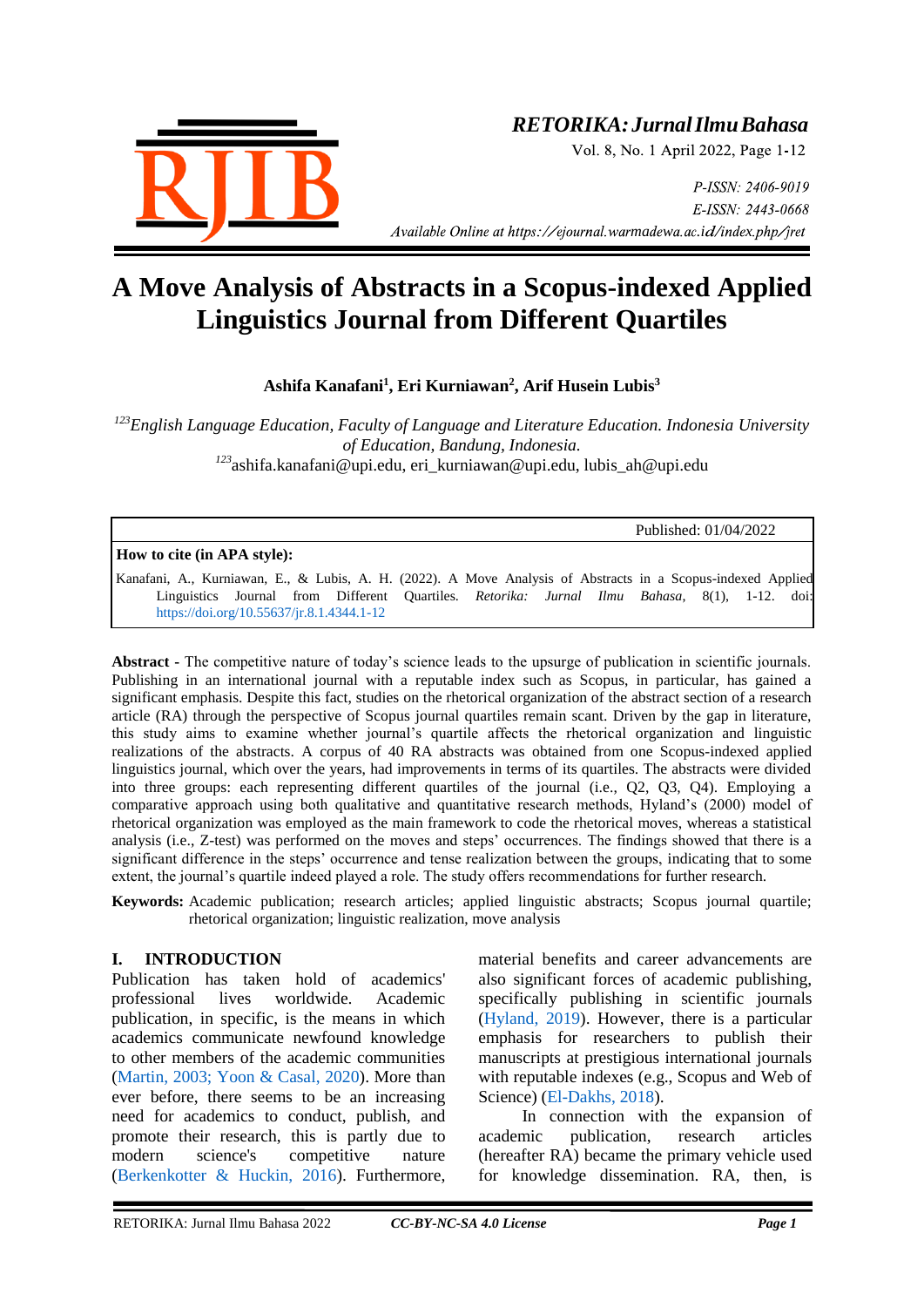# A Move Analysis of Abstracts in a Scopus-indexed Applied Linguistics Journal from Different Quartiles

**Ashifa Kanafani[1], Eri Kurniawan[2], Arif Husein Lubis[3]**

*[123]English Language Education, Faculty of Language and Literature Education. Indonesia University of Education, Bandung, Indonesia.*
[123]ashifa.kanafani@upi.edu, eri_kurniawan@upi.edu, lubis_ah@upi.edu

Published: 01/04/2022

**How to cite (in APA style):**

Kanafani, A., Kurniawan, E., & Lubis, A. H. (2022). A Move Analysis of Abstracts in a Scopus-indexed Applied Linguistics Journal from Different Quartiles. *Retorika: Jurnal Ilmu Bahasa,* 8(1), 1-12. doi: https://doi.org/10.55637/jr.8.1.4344.1-12

**Abstract -** The competitive nature of today's science leads to the upsurge of publication in scientific journals. Publishing in an international journal with a reputable index such as Scopus, in particular, has gained a significant emphasis. Despite this fact, studies on the rhetorical organization of the abstract section of a research article (RA) through the perspective of Scopus journal quartiles remain scant. Driven by the gap in literature, this study aims to examine whether journal's quartile affects the rhetorical organization and linguistic realizations of the abstracts. A corpus of 40 RA abstracts was obtained from one Scopus-indexed applied linguistics journal, which over the years, had improvements in terms of its quartiles. The abstracts were divided into three groups: each representing different quartiles of the journal (i.e., Q2, Q3, Q4). Employing a comparative approach using both qualitative and quantitative research methods, Hyland's (2000) model of rhetorical organization was employed as the main framework to code the rhetorical moves, whereas a statistical analysis (i.e., Z-test) was performed on the moves and steps' occurrences. The findings showed that there is a significant difference in the steps' occurrence and tense realization between the groups, indicating that to some extent, the journal's quartile indeed played a role. The study offers recommendations for further research.

**Keywords:** Academic publication; research articles; applied linguistic abstracts; Scopus journal quartile; rhetorical organization; linguistic realization, move analysis

## I. INTRODUCTION

Publication has taken hold of academics' professional lives worldwide. Academic publication, in specific, is the means in which academics communicate newfound knowledge to other members of the academic communities (Martin, 2003; Yoon & Casal, 2020). More than ever before, there seems to be an increasing need for academics to conduct, publish, and promote their research, this is partly due to modern science's competitive nature (Berkenkotter & Huckin, 2016). Furthermore, material benefits and career advancements are also significant forces of academic publishing, specifically publishing in scientific journals (Hyland, 2019). However, there is a particular emphasis for researchers to publish their manuscripts at prestigious international journals with reputable indexes (e.g., Scopus and Web of Science) (El-Dakhs, 2018).

In connection with the expansion of academic publication, research articles (hereafter RA) became the primary vehicle used for knowledge dissemination. RA, then, is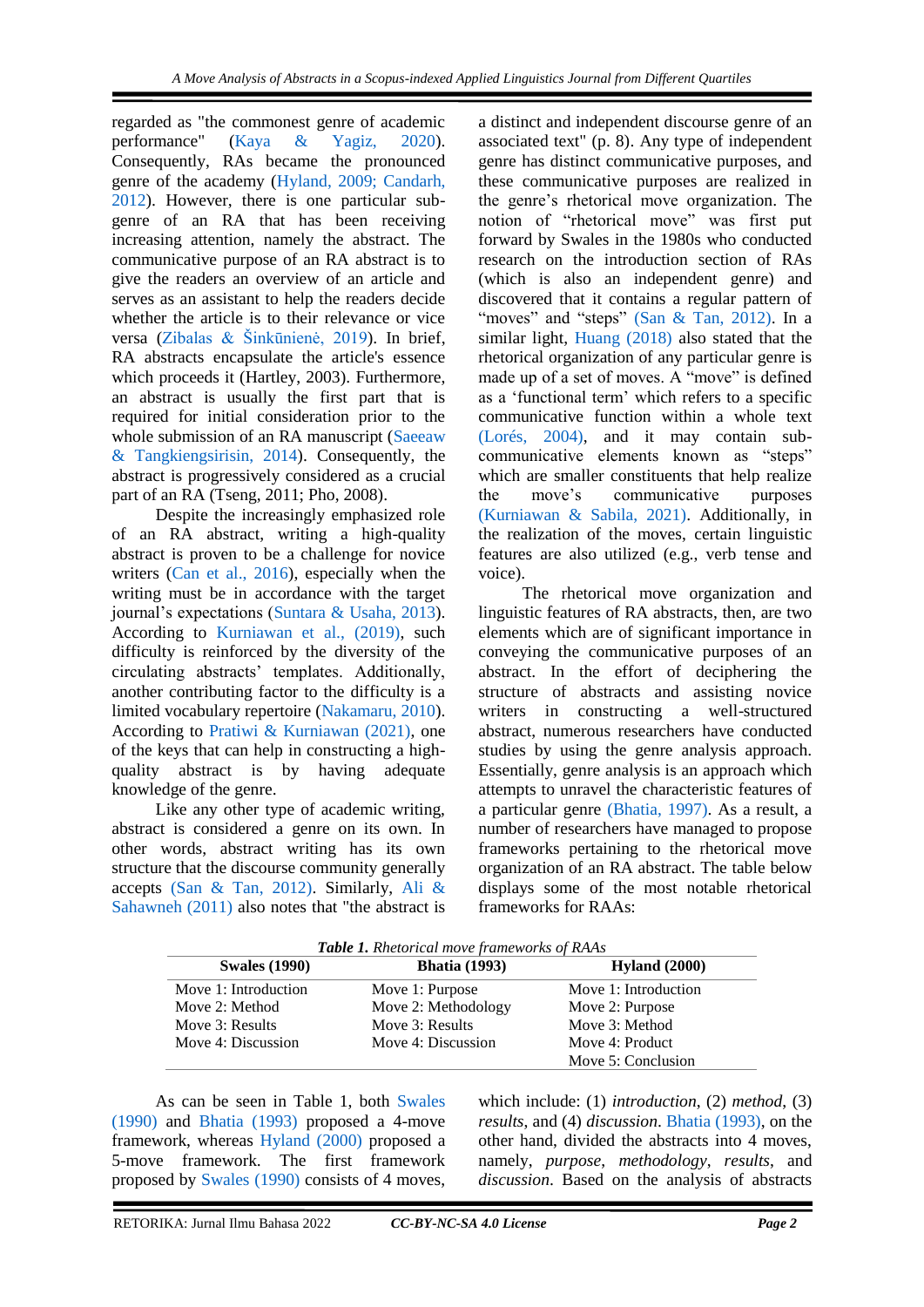regarded as "the commonest genre of academic performance" (Kaya & Yagiz, 2020). Consequently, RAs became the pronounced genre of the academy (Hyland, 2009; Candarh, 2012). However, there is one particular sub-genre of an RA that has been receiving increasing attention, namely the abstract. The communicative purpose of an RA abstract is to give the readers an overview of an article and serves as an assistant to help the readers decide whether the article is to their relevance or vice versa (Zibalas & Šinkūnienė, 2019). In brief, RA abstracts encapsulate the article's essence which proceeds it (Hartley, 2003). Furthermore, an abstract is usually the first part that is required for initial consideration prior to the whole submission of an RA manuscript (Saeeaw & Tangkiengsirisin, 2014). Consequently, the abstract is progressively considered as a crucial part of an RA (Tseng, 2011; Pho, 2008).

Despite the increasingly emphasized role of an RA abstract, writing a high-quality abstract is proven to be a challenge for novice writers (Can et al., 2016), especially when the writing must be in accordance with the target journal's expectations (Suntara & Usaha, 2013). According to Kurniawan et al., (2019), such difficulty is reinforced by the diversity of the circulating abstracts' templates. Additionally, another contributing factor to the difficulty is a limited vocabulary repertoire (Nakamaru, 2010). According to Pratiwi & Kurniawan (2021), one of the keys that can help in constructing a high-quality abstract is by having adequate knowledge of the genre.

Like any other type of academic writing, abstract is considered a genre on its own. In other words, abstract writing has its own structure that the discourse community generally accepts (San & Tan, 2012). Similarly, Ali & Sahawneh (2011) also notes that "the abstract is a distinct and independent discourse genre of an associated text" (p. 8). Any type of independent genre has distinct communicative purposes, and these communicative purposes are realized in the genre's rhetorical move organization. The notion of "rhetorical move" was first put forward by Swales in the 1980s who conducted research on the introduction section of RAs (which is also an independent genre) and discovered that it contains a regular pattern of "moves" and "steps" (San & Tan, 2012). In a similar light, Huang (2018) also stated that the rhetorical organization of any particular genre is made up of a set of moves. A "move" is defined as a 'functional term' which refers to a specific communicative function within a whole text (Lorés, 2004), and it may contain sub-communicative elements known as "steps" which are smaller constituents that help realize the move's communicative purposes (Kurniawan & Sabila, 2021). Additionally, in the realization of the moves, certain linguistic features are also utilized (e.g., verb tense and voice).

The rhetorical move organization and linguistic features of RA abstracts, then, are two elements which are of significant importance in conveying the communicative purposes of an abstract. In the effort of deciphering the structure of abstracts and assisting novice writers in constructing a well-structured abstract, numerous researchers have conducted studies by using the genre analysis approach. Essentially, genre analysis is an approach which attempts to unravel the characteristic features of a particular genre (Bhatia, 1997). As a result, a number of researchers have managed to propose frameworks pertaining to the rhetorical move organization of an RA abstract. The table below displays some of the most notable rhetorical frameworks for RAAs:

***Table 1.*** *Rhetorical move frameworks of RAAs*

| Swales (1990) | Bhatia (1993) | Hyland (2000) |
|---|---|---|
| Move 1: Introduction | Move 1: Purpose | Move 1: Introduction |
| Move 2: Method | Move 2: Methodology | Move 2: Purpose |
| Move 3: Results | Move 3: Results | Move 3: Method |
| Move 4: Discussion | Move 4: Discussion | Move 4: Product |
| | | Move 5: Conclusion |

As can be seen in Table 1, both Swales (1990) and Bhatia (1993) proposed a 4-move framework, whereas Hyland (2000) proposed a 5-move framework. The first framework proposed by Swales (1990) consists of 4 moves, which include: (1) *introduction*, (2) *method*, (3) *results*, and (4) *discussion*. Bhatia (1993), on the other hand, divided the abstracts into 4 moves, namely, *purpose*, *methodology*, *results*, and *discussion*. Based on the analysis of abstracts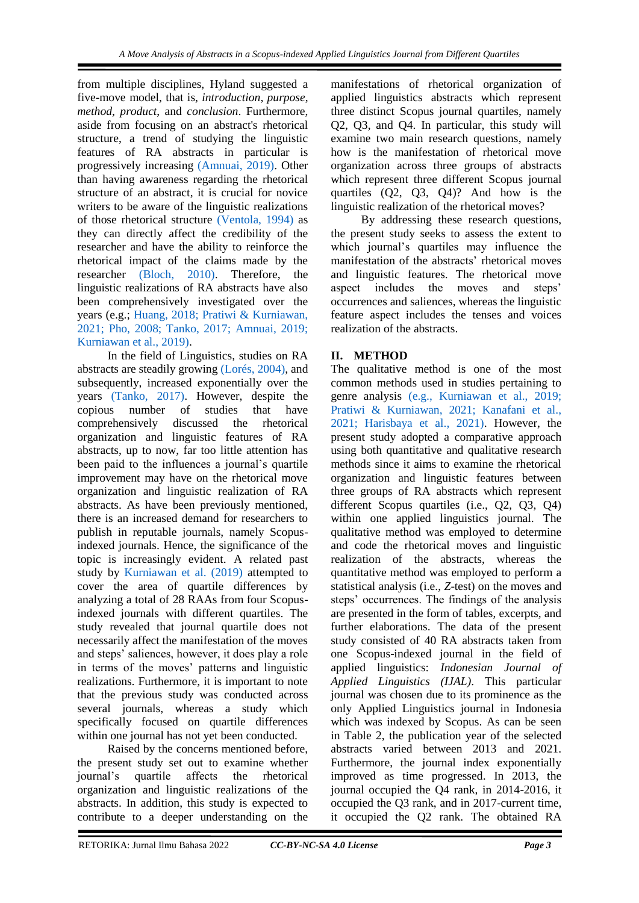from multiple disciplines, Hyland suggested a five-move model, that is, *introduction*, *purpose*, *method*, *product*, and *conclusion*. Furthermore, aside from focusing on an abstract's rhetorical structure, a trend of studying the linguistic features of RA abstracts in particular is progressively increasing (Amnuai, 2019). Other than having awareness regarding the rhetorical structure of an abstract, it is crucial for novice writers to be aware of the linguistic realizations of those rhetorical structure (Ventola, 1994) as they can directly affect the credibility of the researcher and have the ability to reinforce the rhetorical impact of the claims made by the researcher (Bloch, 2010). Therefore, the linguistic realizations of RA abstracts have also been comprehensively investigated over the years (e.g.; Huang, 2018; Pratiwi & Kurniawan, 2021; Pho, 2008; Tanko, 2017; Amnuai, 2019; Kurniawan et al., 2019).

In the field of Linguistics, studies on RA abstracts are steadily growing (Lorés, 2004), and subsequently, increased exponentially over the years (Tanko, 2017). However, despite the copious number of studies that have comprehensively discussed the rhetorical organization and linguistic features of RA abstracts, up to now, far too little attention has been paid to the influences a journal's quartile improvement may have on the rhetorical move organization and linguistic realization of RA abstracts. As have been previously mentioned, there is an increased demand for researchers to publish in reputable journals, namely Scopus-indexed journals. Hence, the significance of the topic is increasingly evident. A related past study by Kurniawan et al. (2019) attempted to cover the area of quartile differences by analyzing a total of 28 RAAs from four Scopus-indexed journals with different quartiles. The study revealed that journal quartile does not necessarily affect the manifestation of the moves and steps' saliences, however, it does play a role in terms of the moves' patterns and linguistic realizations. Furthermore, it is important to note that the previous study was conducted across several journals, whereas a study which specifically focused on quartile differences within one journal has not yet been conducted.

Raised by the concerns mentioned before, the present study set out to examine whether journal's quartile affects the rhetorical organization and linguistic realizations of the abstracts. In addition, this study is expected to contribute to a deeper understanding on the manifestations of rhetorical organization of applied linguistics abstracts which represent three distinct Scopus journal quartiles, namely Q2, Q3, and Q4. In particular, this study will examine two main research questions, namely how is the manifestation of rhetorical move organization across three groups of abstracts which represent three different Scopus journal quartiles (Q2, Q3, Q4)? And how is the linguistic realization of the rhetorical moves?

By addressing these research questions, the present study seeks to assess the extent to which journal's quartiles may influence the manifestation of the abstracts' rhetorical moves and linguistic features. The rhetorical move aspect includes the moves and steps' occurrences and saliences, whereas the linguistic feature aspect includes the tenses and voices realization of the abstracts.

## II. METHOD

The qualitative method is one of the most common methods used in studies pertaining to genre analysis (e.g., Kurniawan et al., 2019; Pratiwi & Kurniawan, 2021; Kanafani et al., 2021; Harisbaya et al., 2021). However, the present study adopted a comparative approach using both quantitative and qualitative research methods since it aims to examine the rhetorical organization and linguistic features between three groups of RA abstracts which represent different Scopus quartiles (i.e., Q2, Q3, Q4) within one applied linguistics journal. The qualitative method was employed to determine and code the rhetorical moves and linguistic realization of the abstracts, whereas the quantitative method was employed to perform a statistical analysis (i.e., *Z*-test) on the moves and steps' occurrences. The findings of the analysis are presented in the form of tables, excerpts, and further elaborations. The data of the present study consisted of 40 RA abstracts taken from one Scopus-indexed journal in the field of applied linguistics: *Indonesian Journal of Applied Linguistics (IJAL)*. This particular journal was chosen due to its prominence as the only Applied Linguistics journal in Indonesia which was indexed by Scopus. As can be seen in Table 2, the publication year of the selected abstracts varied between 2013 and 2021. Furthermore, the journal index exponentially improved as time progressed. In 2013, the journal occupied the Q4 rank, in 2014-2016, it occupied the Q3 rank, and in 2017-current time, it occupied the Q2 rank. The obtained RA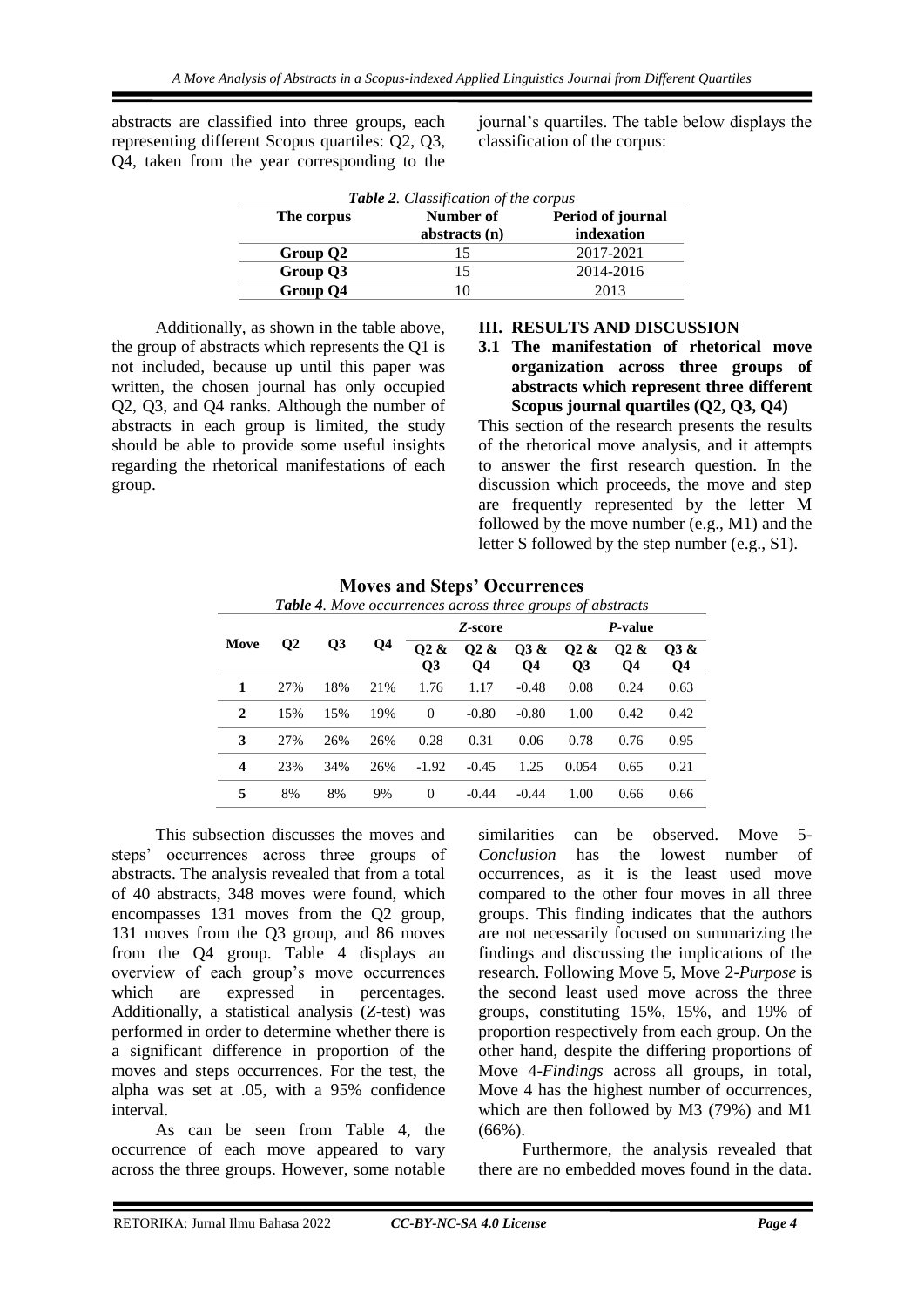abstracts are classified into three groups, each representing different Scopus quartiles: Q2, Q3, Q4, taken from the year corresponding to the journal's quartiles. The table below displays the classification of the corpus:

***Table 2**. Classification of the corpus*

| The corpus | Number of abstracts (n) | Period of journal indexation |
|---|---|---|
| **Group Q2** | 15 | 2017-2021 |
| **Group Q3** | 15 | 2014-2016 |
| **Group Q4** | 10 | 2013 |

Additionally, as shown in the table above, the group of abstracts which represents the Q1 is not included, because up until this paper was written, the chosen journal has only occupied Q2, Q3, and Q4 ranks. Although the number of abstracts in each group is limited, the study should be able to provide some useful insights regarding the rhetorical manifestations of each group.

## III. RESULTS AND DISCUSSION

### 3.1 The manifestation of rhetorical move organization across three groups of abstracts which represent three different Scopus journal quartiles (Q2, Q3, Q4)

This section of the research presents the results of the rhetorical move analysis, and it attempts to answer the first research question. In the discussion which proceeds, the move and step are frequently represented by the letter M followed by the move number (e.g., M1) and the letter S followed by the step number (e.g., S1).

### Moves and Steps' Occurrences

***Table 4**. Move occurrences across three groups of abstracts*

| Move | Q2 | Q3 | Q4 | *Z*-score | | | *P*-value | | |
|---|---|---|---|---|---|---|---|---|---|
| | | | | Q2 & Q3 | Q2 & Q4 | Q3 & Q4 | Q2 & Q3 | Q2 & Q4 | Q3 & Q4 |
| **1** | 27% | 18% | 21% | 1.76 | 1.17 | -0.48 | 0.08 | 0.24 | 0.63 |
| **2** | 15% | 15% | 19% | 0 | -0.80 | -0.80 | 1.00 | 0.42 | 0.42 |
| **3** | 27% | 26% | 26% | 0.28 | 0.31 | 0.06 | 0.78 | 0.76 | 0.95 |
| **4** | 23% | 34% | 26% | -1.92 | -0.45 | 1.25 | 0.054 | 0.65 | 0.21 |
| **5** | 8% | 8% | 9% | 0 | -0.44 | -0.44 | 1.00 | 0.66 | 0.66 |

This subsection discusses the moves and steps' occurrences across three groups of abstracts. The analysis revealed that from a total of 40 abstracts, 348 moves were found, which encompasses 131 moves from the Q2 group, 131 moves from the Q3 group, and 86 moves from the Q4 group. Table 4 displays an overview of each group's move occurrences which are expressed in percentages. Additionally, a statistical analysis (*Z*-test) was performed in order to determine whether there is a significant difference in proportion of the moves and steps occurrences. For the test, the alpha was set at .05, with a 95% confidence interval.

As can be seen from Table 4, the occurrence of each move appeared to vary across the three groups. However, some notable similarities can be observed. Move 5-*Conclusion* has the lowest number of occurrences, as it is the least used move compared to the other four moves in all three groups. This finding indicates that the authors are not necessarily focused on summarizing the findings and discussing the implications of the research. Following Move 5, Move 2-*Purpose* is the second least used move across the three groups, constituting 15%, 15%, and 19% of proportion respectively from each group. On the other hand, despite the differing proportions of Move 4-*Findings* across all groups, in total, Move 4 has the highest number of occurrences, which are then followed by M3 (79%) and M1 (66%).

Furthermore, the analysis revealed that there are no embedded moves found in the data.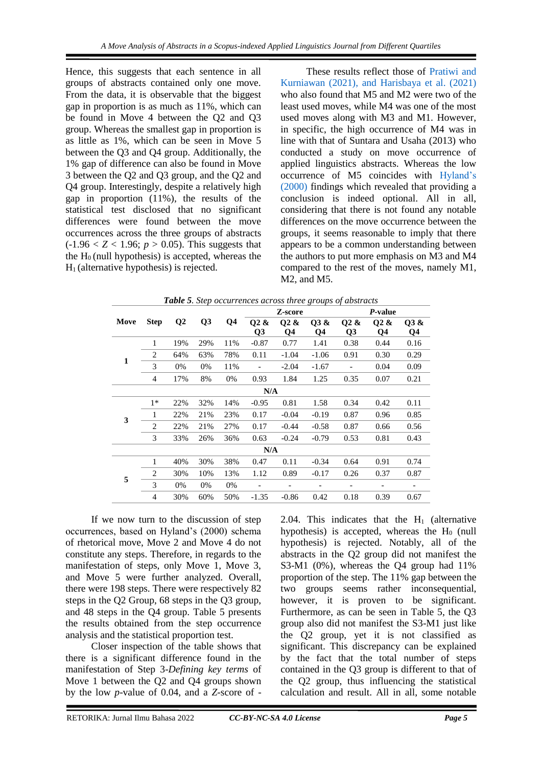Hence, this suggests that each sentence in all groups of abstracts contained only one move. From the data, it is observable that the biggest gap in proportion is as much as 11%, which can be found in Move 4 between the Q2 and Q3 group. Whereas the smallest gap in proportion is as little as 1%, which can be seen in Move 5 between the Q3 and Q4 group. Additionally, the 1% gap of difference can also be found in Move 3 between the Q2 and Q3 group, and the Q2 and Q4 group. Interestingly, despite a relatively high gap in proportion (11%), the results of the statistical test disclosed that no significant differences were found between the move occurrences across the three groups of abstracts ($-1.96 < Z < 1.96$; $p > 0.05$). This suggests that the $H_0$ (null hypothesis) is accepted, whereas the $H_1$ (alternative hypothesis) is rejected.

These results reflect those of Pratiwi and Kurniawan (2021), and Harisbaya et al. (2021) who also found that M5 and M2 were two of the least used moves, while M4 was one of the most used moves along with M3 and M1. However, in specific, the high occurrence of M4 was in line with that of Suntara and Usaha (2013) who conducted a study on move occurrence of applied linguistics abstracts. Whereas the low occurrence of M5 coincides with Hyland's (2000) findings which revealed that providing a conclusion is indeed optional. All in all, considering that there is not found any notable differences on the move occurrence between the groups, it seems reasonable to imply that there appears to be a common understanding between the authors to put more emphasis on M3 and M4 compared to the rest of the moves, namely M1, M2, and M5.

***Table 5**. Step occurrences across three groups of abstracts*

| Move | Step | Q2 | Q3 | Q4 | *Z*-score | | | *P*-value | | |
|---|---|---|---|---|---|---|---|---|---|---|
| | | | | | Q2 & Q3 | Q2 & Q4 | Q3 & Q4 | Q2 & Q3 | Q2 & Q4 | Q3 & Q4 |
| 1 | 1 | 19% | 29% | 11% | -0.87 | 0.77 | 1.41 | 0.38 | 0.44 | 0.16 |
| | 2 | 64% | 63% | 78% | 0.11 | -1.04 | -1.06 | 0.91 | 0.30 | 0.29 |
| | 3 | 0% | 0% | 11% | - | -2.04 | -1.67 | - | 0.04 | 0.09 |
| | 4 | 17% | 8% | 0% | 0.93 | 1.84 | 1.25 | 0.35 | 0.07 | 0.21 |
| N/A | | | | | | | | | | |
| 3 | 1* | 22% | 32% | 14% | -0.95 | 0.81 | 1.58 | 0.34 | 0.42 | 0.11 |
| | 1 | 22% | 21% | 23% | 0.17 | -0.04 | -0.19 | 0.87 | 0.96 | 0.85 |
| | 2 | 22% | 21% | 27% | 0.17 | -0.44 | -0.58 | 0.87 | 0.66 | 0.56 |
| | 3 | 33% | 26% | 36% | 0.63 | -0.24 | -0.79 | 0.53 | 0.81 | 0.43 |
| N/A | | | | | | | | | | |
| 5 | 1 | 40% | 30% | 38% | 0.47 | 0.11 | -0.34 | 0.64 | 0.91 | 0.74 |
| | 2 | 30% | 10% | 13% | 1.12 | 0.89 | -0.17 | 0.26 | 0.37 | 0.87 |
| | 3 | 0% | 0% | 0% | - | - | - | - | - | - |
| | 4 | 30% | 60% | 50% | -1.35 | -0.86 | 0.42 | 0.18 | 0.39 | 0.67 |

If we now turn to the discussion of step occurrences, based on Hyland's (2000) schema of rhetorical move, Move 2 and Move 4 do not constitute any steps. Therefore, in regards to the manifestation of steps, only Move 1, Move 3, and Move 5 were further analyzed. Overall, there were 198 steps. There were respectively 82 steps in the Q2 Group, 68 steps in the Q3 group, and 48 steps in the Q4 group. Table 5 presents the results obtained from the step occurrence analysis and the statistical proportion test.

Closer inspection of the table shows that there is a significant difference found in the manifestation of Step 3-*Defining key terms* of Move 1 between the Q2 and Q4 groups shown by the low *p*-value of 0.04, and a *Z*-score of -2.04. This indicates that the $H_1$ (alternative hypothesis) is accepted, whereas the $H_0$ (null hypothesis) is rejected. Notably, all of the abstracts in the Q2 group did not manifest the S3-M1 (0%), whereas the Q4 group had 11% proportion of the step. The 11% gap between the two groups seems rather inconsequential, however, it is proven to be significant. Furthermore, as can be seen in Table 5, the Q3 group also did not manifest the S3-M1 just like the Q2 group, yet it is not classified as significant. This discrepancy can be explained by the fact that the total number of steps contained in the Q3 group is different to that of the Q2 group, thus influencing the statistical calculation and result. All in all, some notable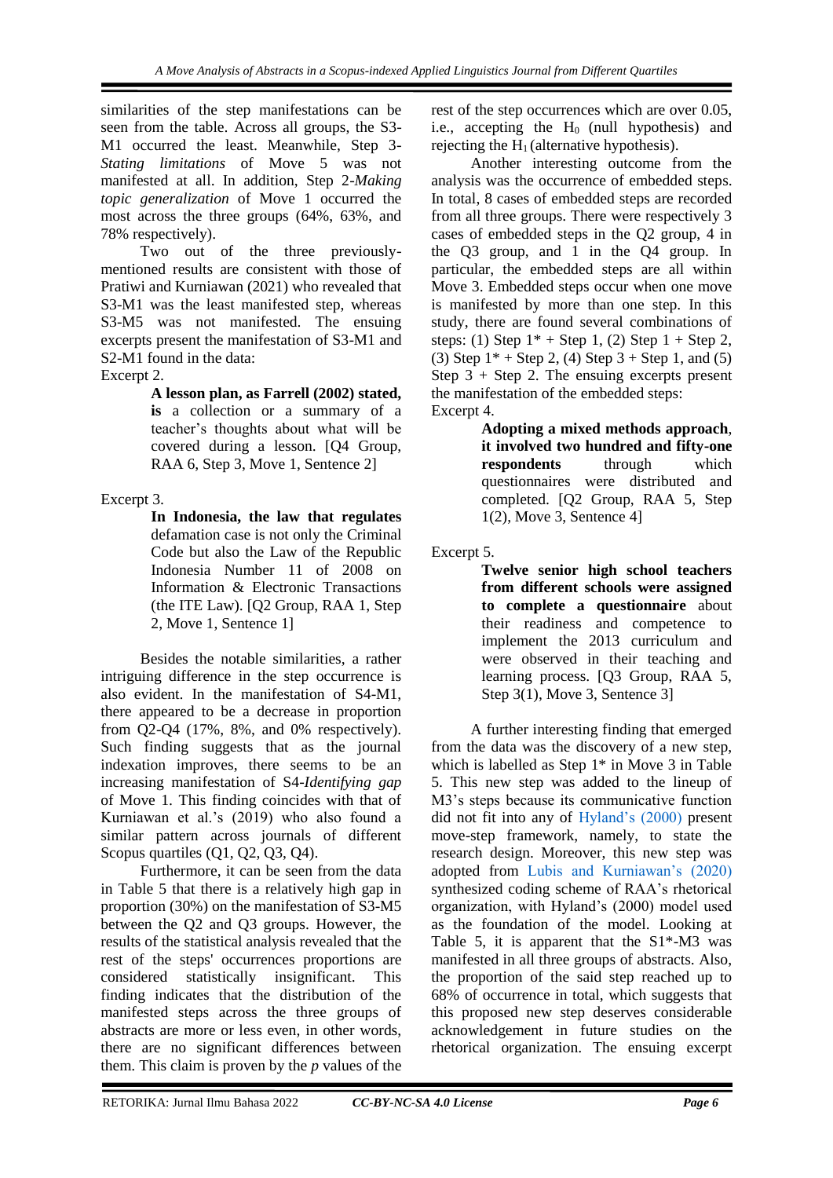similarities of the step manifestations can be seen from the table. Across all groups, the S3-M1 occurred the least. Meanwhile, Step 3-*Stating limitations* of Move 5 was not manifested at all. In addition, Step 2-*Making topic generalization* of Move 1 occurred the most across the three groups (64%, 63%, and 78% respectively).

Two out of the three previously-mentioned results are consistent with those of Pratiwi and Kurniawan (2021) who revealed that S3-M1 was the least manifested step, whereas S3-M5 was not manifested. The ensuing excerpts present the manifestation of S3-M1 and S2-M1 found in the data:

Excerpt 2.

> **A lesson plan, as Farrell (2002) stated, is** a collection or a summary of a teacher's thoughts about what will be covered during a lesson. [Q4 Group, RAA 6, Step 3, Move 1, Sentence 2]

Excerpt 3.

> **In Indonesia, the law that regulates** defamation case is not only the Criminal Code but also the Law of the Republic Indonesia Number 11 of 2008 on Information & Electronic Transactions (the ITE Law). [Q2 Group, RAA 1, Step 2, Move 1, Sentence 1]

Besides the notable similarities, a rather intriguing difference in the step occurrence is also evident. In the manifestation of S4-M1, there appeared to be a decrease in proportion from Q2-Q4 (17%, 8%, and 0% respectively). Such finding suggests that as the journal indexation improves, there seems to be an increasing manifestation of S4-*Identifying gap* of Move 1. This finding coincides with that of Kurniawan et al.'s (2019) who also found a similar pattern across journals of different Scopus quartiles (Q1, Q2, Q3, Q4).

Furthermore, it can be seen from the data in Table 5 that there is a relatively high gap in proportion (30%) on the manifestation of S3-M5 between the Q2 and Q3 groups. However, the results of the statistical analysis revealed that the rest of the steps' occurrences proportions are considered statistically insignificant. This finding indicates that the distribution of the manifested steps across the three groups of abstracts are more or less even, in other words, there are no significant differences between them. This claim is proven by the *p* values of the rest of the step occurrences which are over 0.05, i.e., accepting the $H_0$ (null hypothesis) and rejecting the $H_1$ (alternative hypothesis).

Another interesting outcome from the analysis was the occurrence of embedded steps. In total, 8 cases of embedded steps are recorded from all three groups. There were respectively 3 cases of embedded steps in the Q2 group, 4 in the Q3 group, and 1 in the Q4 group. In particular, the embedded steps are all within Move 3. Embedded steps occur when one move is manifested by more than one step. In this study, there are found several combinations of steps: (1) Step 1* + Step 1, (2) Step 1 + Step 2, (3) Step 1* + Step 2, (4) Step 3 + Step 1, and (5) Step 3 + Step 2. The ensuing excerpts present the manifestation of the embedded steps:

Excerpt 4.

> **Adopting a mixed methods approach**, **it involved two hundred and fifty-one respondents** through which questionnaires were distributed and completed. [Q2 Group, RAA 5, Step 1(2), Move 3, Sentence 4]

Excerpt 5.

> **Twelve senior high school teachers from different schools were assigned to complete a questionnaire** about their readiness and competence to implement the 2013 curriculum and were observed in their teaching and learning process. [Q3 Group, RAA 5, Step 3(1), Move 3, Sentence 3]

A further interesting finding that emerged from the data was the discovery of a new step, which is labelled as Step 1* in Move 3 in Table 5. This new step was added to the lineup of M3's steps because its communicative function did not fit into any of Hyland's (2000) present move-step framework, namely, to state the research design. Moreover, this new step was adopted from Lubis and Kurniawan's (2020) synthesized coding scheme of RAA's rhetorical organization, with Hyland's (2000) model used as the foundation of the model. Looking at Table 5, it is apparent that the S1*-M3 was manifested in all three groups of abstracts. Also, the proportion of the said step reached up to 68% of occurrence in total, which suggests that this proposed new step deserves considerable acknowledgement in future studies on the rhetorical organization. The ensuing excerpt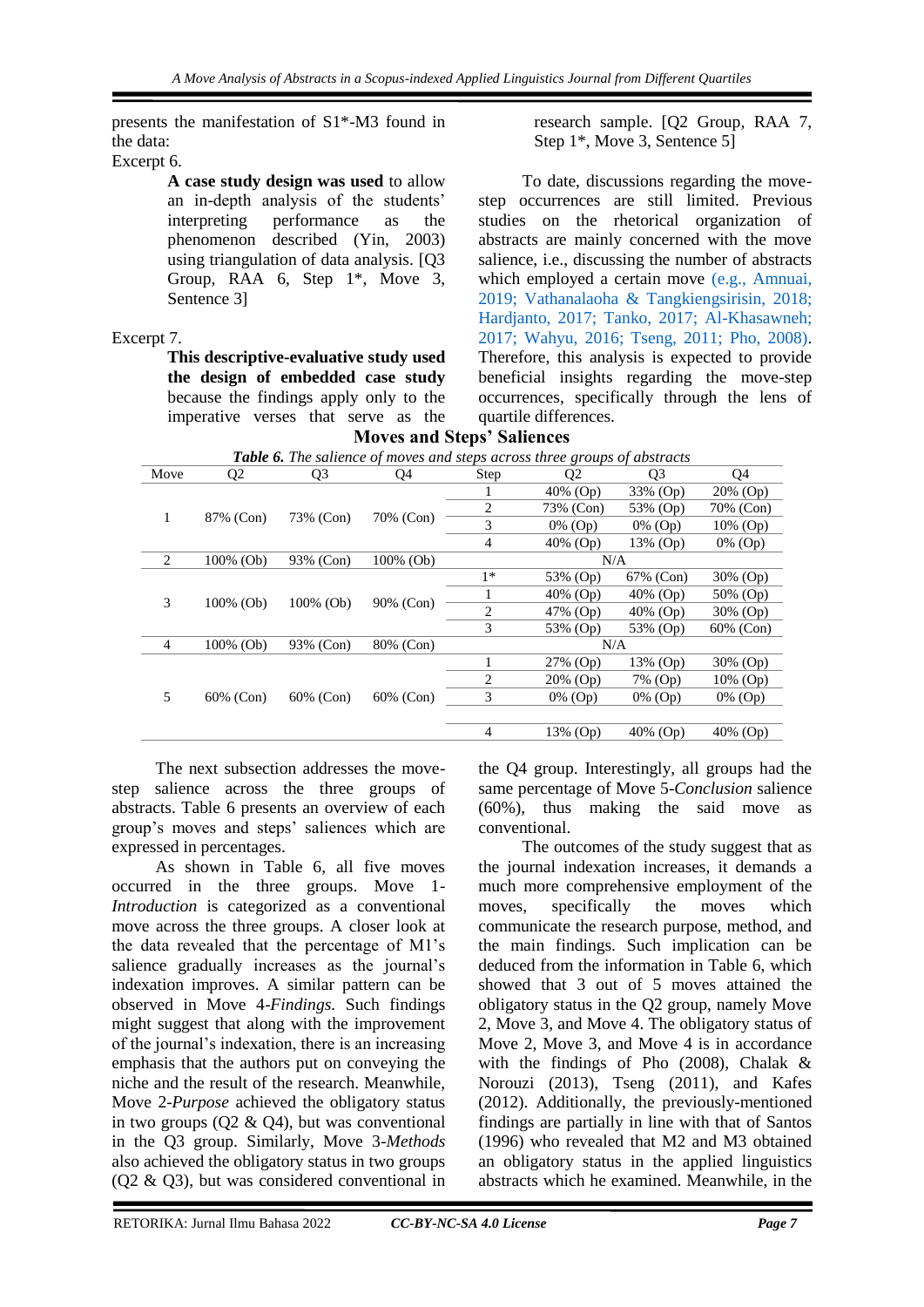presents the manifestation of S1*-M3 found in the data:

Excerpt 6.

> **A case study design was used** to allow an in-depth analysis of the students' interpreting performance as the phenomenon described (Yin, 2003) using triangulation of data analysis. [Q3 Group, RAA 6, Step 1*, Move 3, Sentence 3]

Excerpt 7.

> **This descriptive-evaluative study used the design of embedded case study** because the findings apply only to the imperative verses that serve as the research sample. [Q2 Group, RAA 7, Step 1*, Move 3, Sentence 5]

To date, discussions regarding the move-step occurrences are still limited. Previous studies on the rhetorical organization of abstracts are mainly concerned with the move salience, i.e., discussing the number of abstracts which employed a certain move (e.g., Amnuai, 2019; Vathanalaoha & Tangkiengsirisin, 2018; Hardjanto, 2017; Tanko, 2017; Al-Khasawneh; 2017; Wahyu, 2016; Tseng, 2011; Pho, 2008). Therefore, this analysis is expected to provide beneficial insights regarding the move-step occurrences, specifically through the lens of quartile differences.

## Moves and Steps' Saliences

***Table 6.*** *The salience of moves and steps across three groups of abstracts*

| Move | Q2 | Q3 | Q4 | Step | Q2 | Q3 | Q4 |
|---|---|---|---|---|---|---|---|
| 1 | 87% (Con) | 73% (Con) | 70% (Con) | 1 | 40% (Op) | 33% (Op) | 20% (Op) |
| | | | | 2 | 73% (Con) | 53% (Op) | 70% (Con) |
| | | | | 3 | 0% (Op) | 0% (Op) | 10% (Op) |
| | | | | 4 | 40% (Op) | 13% (Op) | 0% (Op) |
| 2 | 100% (Ob) | 93% (Con) | 100% (Ob) | N/A | | | |
| 3 | 100% (Ob) | 100% (Ob) | 90% (Con) | 1* | 53% (Op) | 67% (Con) | 30% (Op) |
| | | | | 1 | 40% (Op) | 40% (Op) | 50% (Op) |
| | | | | 2 | 47% (Op) | 40% (Op) | 30% (Op) |
| | | | | 3 | 53% (Op) | 53% (Op) | 60% (Con) |
| 4 | 100% (Ob) | 93% (Con) | 80% (Con) | N/A | | | |
| 5 | 60% (Con) | 60% (Con) | 60% (Con) | 1 | 27% (Op) | 13% (Op) | 30% (Op) |
| | | | | 2 | 20% (Op) | 7% (Op) | 10% (Op) |
| | | | | 3 | 0% (Op) | 0% (Op) | 0% (Op) |
| | | | | 4 | 13% (Op) | 40% (Op) | 40% (Op) |

The next subsection addresses the move-step salience across the three groups of abstracts. Table 6 presents an overview of each group's moves and steps' saliences which are expressed in percentages.

As shown in Table 6, all five moves occurred in the three groups. Move 1-*Introduction* is categorized as a conventional move across the three groups. A closer look at the data revealed that the percentage of M1's salience gradually increases as the journal's indexation improves. A similar pattern can be observed in Move 4-*Findings.* Such findings might suggest that along with the improvement of the journal's indexation, there is an increasing emphasis that the authors put on conveying the niche and the result of the research. Meanwhile, Move 2-*Purpose* achieved the obligatory status in two groups (Q2 & Q4), but was conventional in the Q3 group. Similarly, Move 3-*Methods* also achieved the obligatory status in two groups (Q2 & Q3), but was considered conventional in the Q4 group. Interestingly, all groups had the same percentage of Move 5-*Conclusion* salience (60%), thus making the said move as conventional.

The outcomes of the study suggest that as the journal indexation increases, it demands a much more comprehensive employment of the moves, specifically the moves which communicate the research purpose, method, and the main findings. Such implication can be deduced from the information in Table 6, which showed that 3 out of 5 moves attained the obligatory status in the Q2 group, namely Move 2, Move 3, and Move 4. The obligatory status of Move 2, Move 3, and Move 4 is in accordance with the findings of Pho (2008), Chalak & Norouzi (2013), Tseng (2011), and Kafes (2012). Additionally, the previously-mentioned findings are partially in line with that of Santos (1996) who revealed that M2 and M3 obtained an obligatory status in the applied linguistics abstracts which he examined. Meanwhile, in the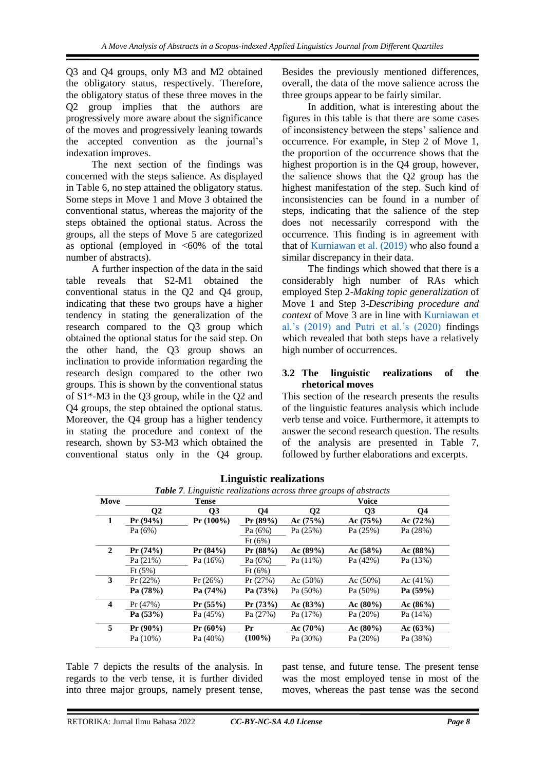Q3 and Q4 groups, only M3 and M2 obtained the obligatory status, respectively. Therefore, the obligatory status of these three moves in the Q2 group implies that the authors are progressively more aware about the significance of the moves and progressively leaning towards the accepted convention as the journal's indexation improves.

The next section of the findings was concerned with the steps salience. As displayed in Table 6, no step attained the obligatory status. Some steps in Move 1 and Move 3 obtained the conventional status, whereas the majority of the steps obtained the optional status. Across the groups, all the steps of Move 5 are categorized as optional (employed in <60% of the total number of abstracts).

A further inspection of the data in the said table reveals that S2-M1 obtained the conventional status in the Q2 and Q4 group, indicating that these two groups have a higher tendency in stating the generalization of the research compared to the Q3 group which obtained the optional status for the said step. On the other hand, the Q3 group shows an inclination to provide information regarding the research design compared to the other two groups. This is shown by the conventional status of S1*-M3 in the Q3 group, while in the Q2 and Q4 groups, the step obtained the optional status. Moreover, the Q4 group has a higher tendency in stating the procedure and context of the research, shown by S3-M3 which obtained the conventional status only in the Q4 group. Besides the previously mentioned differences, overall, the data of the move salience across the three groups appear to be fairly similar.

In addition, what is interesting about the figures in this table is that there are some cases of inconsistency between the steps' salience and occurrence. For example, in Step 2 of Move 1, the proportion of the occurrence shows that the highest proportion is in the Q4 group, however, the salience shows that the Q2 group has the highest manifestation of the step. Such kind of inconsistencies can be found in a number of steps, indicating that the salience of the step does not necessarily correspond with the occurrence. This finding is in agreement with that of Kurniawan et al. (2019) who also found a similar discrepancy in their data.

The findings which showed that there is a considerably high number of RAs which employed Step 2-*Making topic generalization* of Move 1 and Step 3-*Describing procedure and context* of Move 3 are in line with Kurniawan et al.'s (2019) and Putri et al.'s (2020) findings which revealed that both steps have a relatively high number of occurrences.

### 3.2 The linguistic realizations of the rhetorical moves

This section of the research presents the results of the linguistic features analysis which include verb tense and voice. Furthermore, it attempts to answer the second research question. The results of the analysis are presented in Table 7, followed by further elaborations and excerpts.

**Linguistic realizations**

***Table 7**. Linguistic realizations across three groups of abstracts*

| Move | Tense | | | Voice | | |
|---|---|---|---|---|---|---|
| | Q2 | Q3 | Q4 | Q2 | Q3 | Q4 |
| **1** | **Pr (94%)** | **Pr (100%)** | **Pr (89%)** | **Ac (75%)** | **Ac (75%)** | **Ac (72%)** |
| | Pa (6%) | | Pa (6%) | Pa (25%) | Pa (25%) | Pa (28%) |
| | | | Ft (6%) | | | |
| **2** | **Pr (74%)** | **Pr (84%)** | **Pr (88%)** | **Ac (89%)** | **Ac (58%)** | **Ac (88%)** |
| | Pa (21%) | Pa (16%) | Pa (6%) | Pa (11%) | Pa (42%) | Pa (13%) |
| | Ft (5%) | | Ft (6%) | | | |
| **3** | Pr (22%) | Pr (26%) | Pr (27%) | Ac (50%) | Ac (50%) | Ac (41%) |
| | **Pa (78%)** | **Pa (74%)** | **Pa (73%)** | Pa (50%) | Pa (50%) | **Pa (59%)** |
| **4** | Pr (47%) | **Pr (55%)** | **Pr (73%)** | **Ac (83%)** | **Ac (80%)** | **Ac (86%)** |
| | **Pa (53%)** | Pa (45%) | Pa (27%) | Pa (17%) | Pa (20%) | Pa (14%) |
| **5** | **Pr (90%)** | **Pr (60%)** | **Pr (100%)** | **Ac (70%)** | **Ac (80%)** | **Ac (63%)** |
| | Pa (10%) | Pa (40%) | | Pa (30%) | Pa (20%) | Pa (38%) |

Table 7 depicts the results of the analysis. In regards to the verb tense, it is further divided into three major groups, namely present tense, past tense, and future tense. The present tense was the most employed tense in most of the moves, whereas the past tense was the second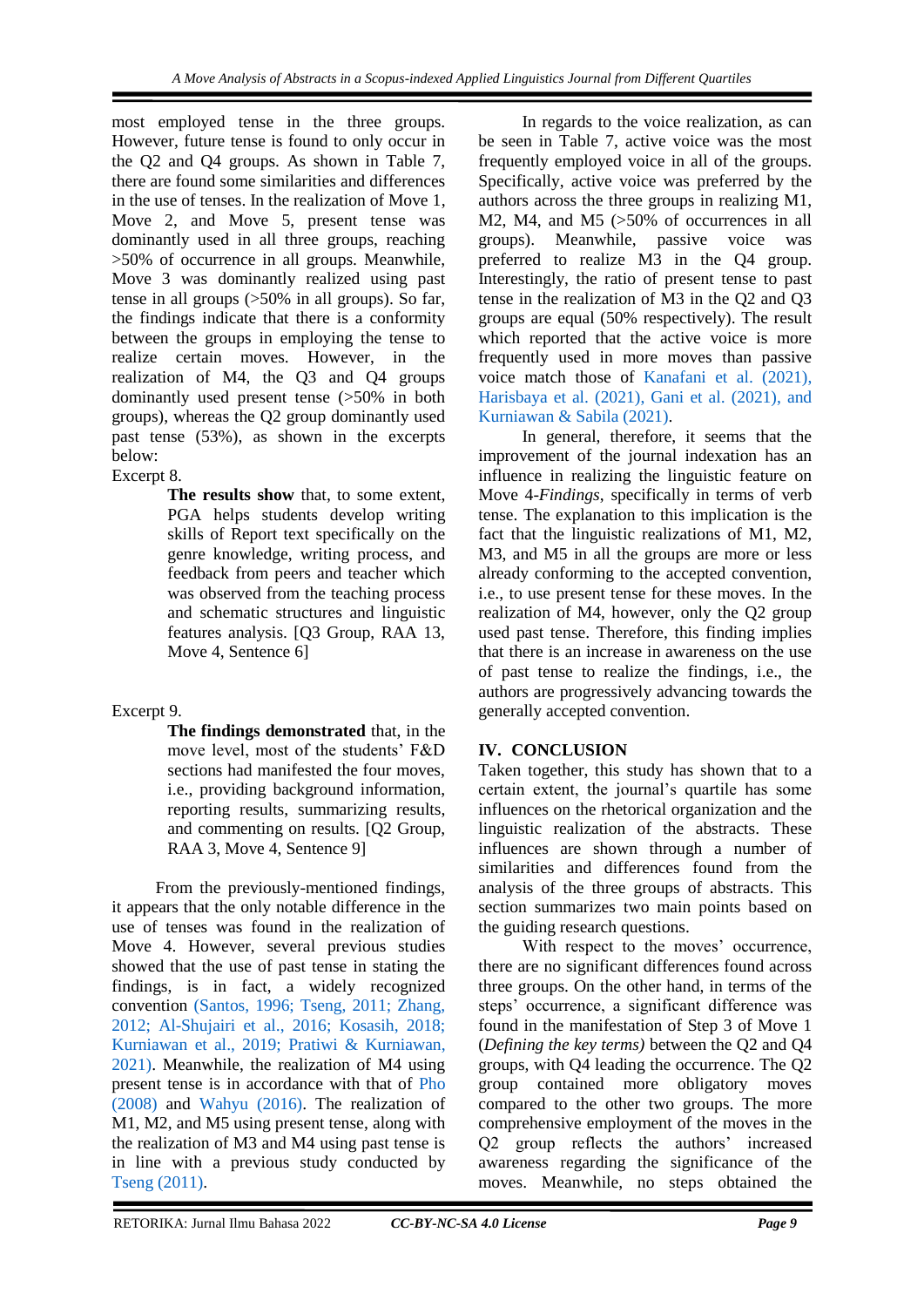most employed tense in the three groups. However, future tense is found to only occur in the Q2 and Q4 groups. As shown in Table 7, there are found some similarities and differences in the use of tenses. In the realization of Move 1, Move 2, and Move 5, present tense was dominantly used in all three groups, reaching >50% of occurrence in all groups. Meanwhile, Move 3 was dominantly realized using past tense in all groups (>50% in all groups). So far, the findings indicate that there is a conformity between the groups in employing the tense to realize certain moves. However, in the realization of M4, the Q3 and Q4 groups dominantly used present tense (>50% in both groups), whereas the Q2 group dominantly used past tense (53%), as shown in the excerpts below:

Excerpt 8.

> **The results show** that, to some extent, PGA helps students develop writing skills of Report text specifically on the genre knowledge, writing process, and feedback from peers and teacher which was observed from the teaching process and schematic structures and linguistic features analysis. [Q3 Group, RAA 13, Move 4, Sentence 6]

Excerpt 9.

> **The findings demonstrated** that, in the move level, most of the students' F&D sections had manifested the four moves, i.e., providing background information, reporting results, summarizing results, and commenting on results. [Q2 Group, RAA 3, Move 4, Sentence 9]

From the previously-mentioned findings, it appears that the only notable difference in the use of tenses was found in the realization of Move 4. However, several previous studies showed that the use of past tense in stating the findings, is in fact, a widely recognized convention (Santos, 1996; Tseng, 2011; Zhang, 2012; Al-Shujairi et al., 2016; Kosasih, 2018; Kurniawan et al., 2019; Pratiwi & Kurniawan, 2021). Meanwhile, the realization of M4 using present tense is in accordance with that of Pho (2008) and Wahyu (2016). The realization of M1, M2, and M5 using present tense, along with the realization of M3 and M4 using past tense is in line with a previous study conducted by Tseng (2011).

In regards to the voice realization, as can be seen in Table 7, active voice was the most frequently employed voice in all of the groups. Specifically, active voice was preferred by the authors across the three groups in realizing M1, M2, M4, and M5 (>50% of occurrences in all groups). Meanwhile, passive voice was preferred to realize M3 in the Q4 group. Interestingly, the ratio of present tense to past tense in the realization of M3 in the Q2 and Q3 groups are equal (50% respectively). The result which reported that the active voice is more frequently used in more moves than passive voice match those of Kanafani et al. (2021), Harisbaya et al. (2021), Gani et al. (2021), and Kurniawan & Sabila (2021).

In general, therefore, it seems that the improvement of the journal indexation has an influence in realizing the linguistic feature on Move 4-*Findings*, specifically in terms of verb tense. The explanation to this implication is the fact that the linguistic realizations of M1, M2, M3, and M5 in all the groups are more or less already conforming to the accepted convention, i.e., to use present tense for these moves. In the realization of M4, however, only the Q2 group used past tense. Therefore, this finding implies that there is an increase in awareness on the use of past tense to realize the findings, i.e., the authors are progressively advancing towards the generally accepted convention.

## IV. CONCLUSION

Taken together, this study has shown that to a certain extent, the journal's quartile has some influences on the rhetorical organization and the linguistic realization of the abstracts. These influences are shown through a number of similarities and differences found from the analysis of the three groups of abstracts. This section summarizes two main points based on the guiding research questions.

With respect to the moves' occurrence, there are no significant differences found across three groups. On the other hand, in terms of the steps' occurrence, a significant difference was found in the manifestation of Step 3 of Move 1 (*Defining the key terms)* between the Q2 and Q4 groups, with Q4 leading the occurrence. The Q2 group contained more obligatory moves compared to the other two groups. The more comprehensive employment of the moves in the Q2 group reflects the authors' increased awareness regarding the significance of the moves. Meanwhile, no steps obtained the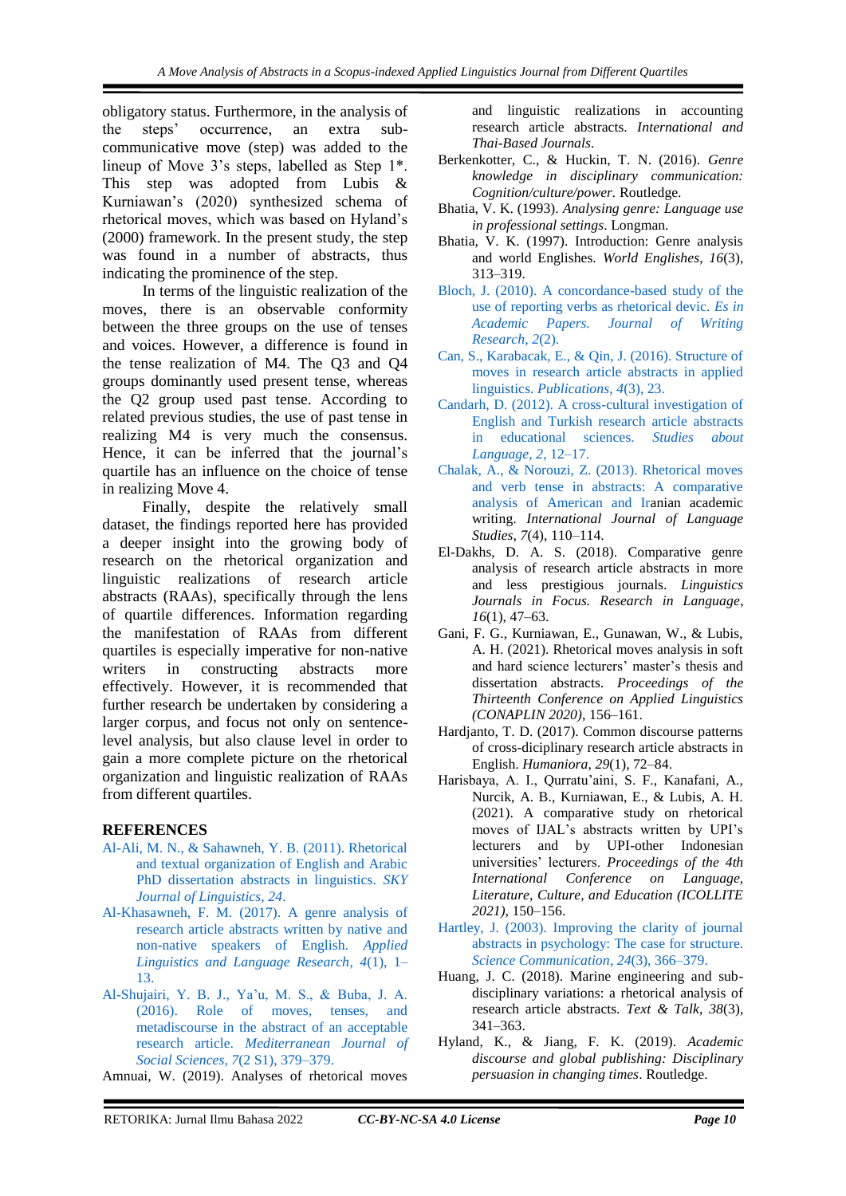obligatory status. Furthermore, in the analysis of the steps' occurrence, an extra sub-communicative move (step) was added to the lineup of Move 3's steps, labelled as Step 1*. This step was adopted from Lubis & Kurniawan's (2020) synthesized schema of rhetorical moves, which was based on Hyland's (2000) framework. In the present study, the step was found in a number of abstracts, thus indicating the prominence of the step.

In terms of the linguistic realization of the moves, there is an observable conformity between the three groups on the use of tenses and voices. However, a difference is found in the tense realization of M4. The Q3 and Q4 groups dominantly used present tense, whereas the Q2 group used past tense. According to related previous studies, the use of past tense in realizing M4 is very much the consensus. Hence, it can be inferred that the journal's quartile has an influence on the choice of tense in realizing Move 4.

Finally, despite the relatively small dataset, the findings reported here has provided a deeper insight into the growing body of research on the rhetorical organization and linguistic realizations of research article abstracts (RAAs), specifically through the lens of quartile differences. Information regarding the manifestation of RAAs from different quartiles is especially imperative for non-native writers in constructing abstracts more effectively. However, it is recommended that further research be undertaken by considering a larger corpus, and focus not only on sentence-level analysis, but also clause level in order to gain a more complete picture on the rhetorical organization and linguistic realization of RAAs from different quartiles.

## REFERENCES

Al-Ali, M. N., & Sahawneh, Y. B. (2011). Rhetorical and textual organization of English and Arabic PhD dissertation abstracts in linguistics. *SKY Journal of Linguistics*, *24*.

Al-Khasawneh, F. M. (2017). A genre analysis of research article abstracts written by native and non-native speakers of English. *Applied Linguistics and Language Research*, *4*(1), 1–13.

Al-Shujairi, Y. B. J., Ya'u, M. S., & Buba, J. A. (2016). Role of moves, tenses, and metadiscourse in the abstract of an acceptable research article. *Mediterranean Journal of Social Sciences*, *7*(2 S1), 379–379.

Amnuai, W. (2019). Analyses of rhetorical moves and linguistic realizations in accounting research article abstracts. *International and Thai-Based Journals*.

Berkenkotter, C., & Huckin, T. N. (2016). *Genre knowledge in disciplinary communication: Cognition/culture/power*. Routledge.

Bhatia, V. K. (1993). *Analysing genre: Language use in professional settings*. Longman.

Bhatia, V. K. (1997). Introduction: Genre analysis and world Englishes. *World Englishes*, *16*(3), 313–319.

Bloch, J. (2010). A concordance-based study of the use of reporting verbs as rhetorical devic. *Es in Academic Papers. Journal of Writing Research*, *2*(2).

Can, S., Karabacak, E., & Qin, J. (2016). Structure of moves in research article abstracts in applied linguistics. *Publications*, *4*(3), 23.

Candarh, D. (2012). A cross-cultural investigation of English and Turkish research article abstracts in educational sciences. *Studies about Language*, *2*, 12–17.

Chalak, A., & Norouzi, Z. (2013). Rhetorical moves and verb tense in abstracts: A comparative analysis of American and Iranian academic writing. *International Journal of Language Studies*, *7*(4), 110–114.

El-Dakhs, D. A. S. (2018). Comparative genre analysis of research article abstracts in more and less prestigious journals. *Linguistics Journals in Focus. Research in Language*, *16*(1), 47–63.

Gani, F. G., Kurniawan, E., Gunawan, W., & Lubis, A. H. (2021). Rhetorical moves analysis in soft and hard science lecturers' master's thesis and dissertation abstracts. *Proceedings of the Thirteenth Conference on Applied Linguistics (CONAPLIN 2020)*, 156–161.

Hardjanto, T. D. (2017). Common discourse patterns of cross-diciplinary research article abstracts in English. *Humaniora*, *29*(1), 72–84.

Harisbaya, A. I., Qurratu'aini, S. F., Kanafani, A., Nurcik, A. B., Kurniawan, E., & Lubis, A. H. (2021). A comparative study on rhetorical moves of IJAL's abstracts written by UPI's lecturers and by UPI-other Indonesian universities' lecturers. *Proceedings of the 4th International Conference on Language, Literature, Culture, and Education (ICOLLITE 2021)*, 150–156.

Hartley, J. (2003). Improving the clarity of journal abstracts in psychology: The case for structure. *Science Communication*, *24*(3), 366–379.

Huang, J. C. (2018). Marine engineering and sub-disciplinary variations: a rhetorical analysis of research article abstracts. *Text & Talk*, *38*(3), 341–363.

Hyland, K., & Jiang, F. K. (2019). *Academic discourse and global publishing: Disciplinary persuasion in changing times*. Routledge.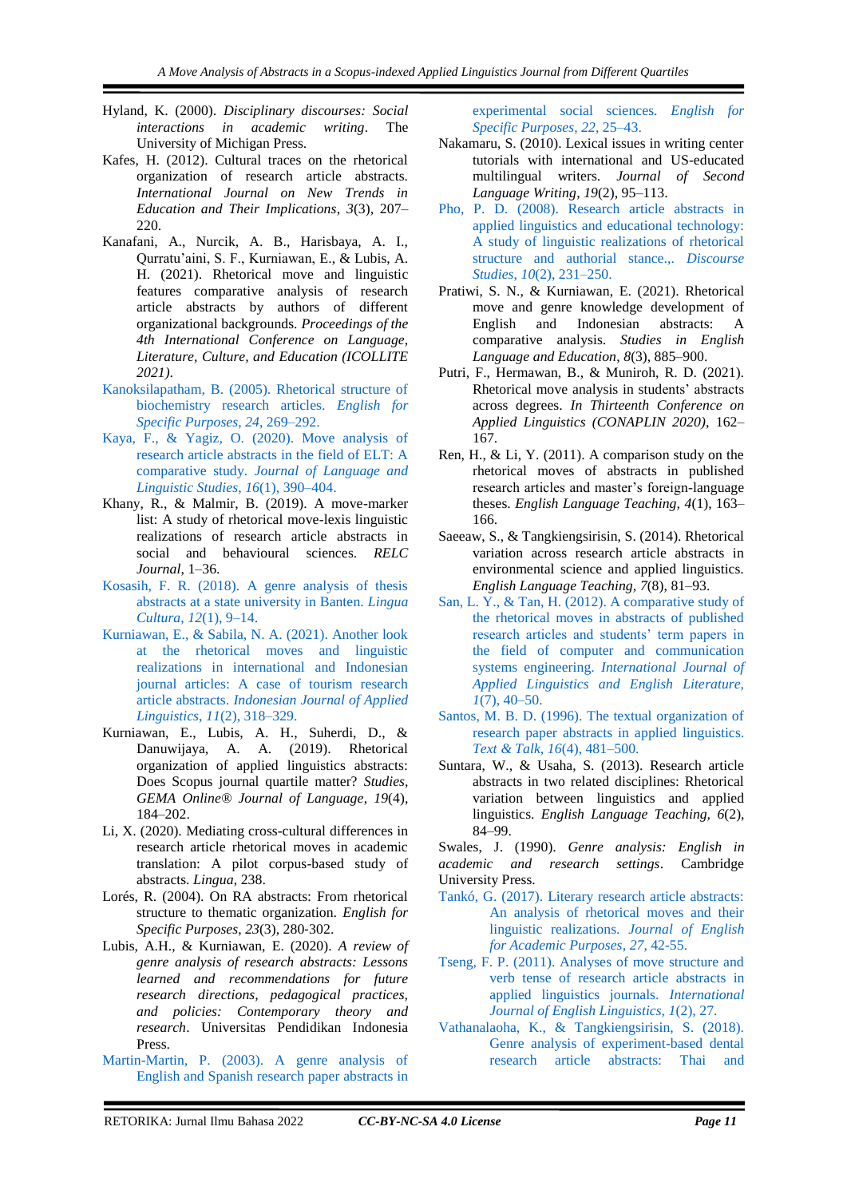Hyland, K. (2000). *Disciplinary discourses: Social interactions in academic writing*. The University of Michigan Press.

Kafes, H. (2012). Cultural traces on the rhetorical organization of research article abstracts. *International Journal on New Trends in Education and Their Implications*, *3*(3), 207–220.

Kanafani, A., Nurcik, A. B., Harisbaya, A. I., Qurratu'aini, S. F., Kurniawan, E., & Lubis, A. H. (2021). Rhetorical move and linguistic features comparative analysis of research article abstracts by authors of different organizational backgrounds. *Proceedings of the 4th International Conference on Language, Literature, Culture, and Education (ICOLLITE 2021)*.

Kanoksilapatham, B. (2005). Rhetorical structure of biochemistry research articles. *English for Specific Purposes*, *24*, 269–292.

Kaya, F., & Yagiz, O. (2020). Move analysis of research article abstracts in the field of ELT: A comparative study. *Journal of Language and Linguistic Studies*, *16*(1), 390–404.

Khany, R., & Malmir, B. (2019). A move-marker list: A study of rhetorical move-lexis linguistic realizations of research article abstracts in social and behavioural sciences. *RELC Journal*, 1–36.

Kosasih, F. R. (2018). A genre analysis of thesis abstracts at a state university in Banten. *Lingua Cultura*, *12*(1), 9–14.

Kurniawan, E., & Sabila, N. A. (2021). Another look at the rhetorical moves and linguistic realizations in international and Indonesian journal articles: A case of tourism research article abstracts. *Indonesian Journal of Applied Linguistics*, *11*(2), 318–329.

Kurniawan, E., Lubis, A. H., Suherdi, D., & Danuwijaya, A. A. (2019). Rhetorical organization of applied linguistics abstracts: Does Scopus journal quartile matter? *Studies, GEMA Online® Journal of Language*, *19*(4), 184–202.

Li, X. (2020). Mediating cross-cultural differences in research article rhetorical moves in academic translation: A pilot corpus-based study of abstracts. *Lingua*, 238.

Lorés, R. (2004). On RA abstracts: From rhetorical structure to thematic organization. *English for Specific Purposes*, *23*(3), 280-302.

Lubis, A.H., & Kurniawan, E. (2020). *A review of genre analysis of research abstracts: Lessons learned and recommendations for future research directions, pedagogical practices, and policies: Contemporary theory and research*. Universitas Pendidikan Indonesia Press.

Martin-Martin, P. (2003). A genre analysis of English and Spanish research paper abstracts in experimental social sciences. *English for Specific Purposes*, *22*, 25–43.

Nakamaru, S. (2010). Lexical issues in writing center tutorials with international and US-educated multilingual writers. *Journal of Second Language Writing*, *19*(2), 95–113.

Pho, P. D. (2008). Research article abstracts in applied linguistics and educational technology: A study of linguistic realizations of rhetorical structure and authorial stance.,. *Discourse Studies*, *10*(2), 231–250.

Pratiwi, S. N., & Kurniawan, E. (2021). Rhetorical move and genre knowledge development of English and Indonesian abstracts: A comparative analysis. *Studies in English Language and Education*, *8*(3), 885–900.

Putri, F., Hermawan, B., & Muniroh, R. D. (2021). Rhetorical move analysis in students' abstracts across degrees. *In Thirteenth Conference on Applied Linguistics (CONAPLIN 2020)*, 162–167.

Ren, H., & Li, Y. (2011). A comparison study on the rhetorical moves of abstracts in published research articles and master's foreign-language theses. *English Language Teaching, 4*(1), 163–166.

Saeeaw, S., & Tangkiengsirisin, S. (2014). Rhetorical variation across research article abstracts in environmental science and applied linguistics. *English Language Teaching*, *7*(8), 81–93.

San, L. Y., & Tan, H. (2012). A comparative study of the rhetorical moves in abstracts of published research articles and students' term papers in the field of computer and communication systems engineering. *International Journal of Applied Linguistics and English Literature*, *1*(7), 40–50.

Santos, M. B. D. (1996). The textual organization of research paper abstracts in applied linguistics. *Text & Talk*, *16*(4), 481–500.

Suntara, W., & Usaha, S. (2013). Research article abstracts in two related disciplines: Rhetorical variation between linguistics and applied linguistics. *English Language Teaching*, *6*(2), 84–99.

Swales, J. (1990). *Genre analysis: English in academic and research settings*. Cambridge University Press.

Tankó, G. (2017). Literary research article abstracts: An analysis of rhetorical moves and their linguistic realizations. *Journal of English for Academic Purposes*, *27*, 42-55.

Tseng, F. P. (2011). Analyses of move structure and verb tense of research article abstracts in applied linguistics journals. *International Journal of English Linguistics*, *1*(2), 27.

Vathanalaoha, K., & Tangkiengsirisin, S. (2018). Genre analysis of experiment-based dental research article abstracts: Thai and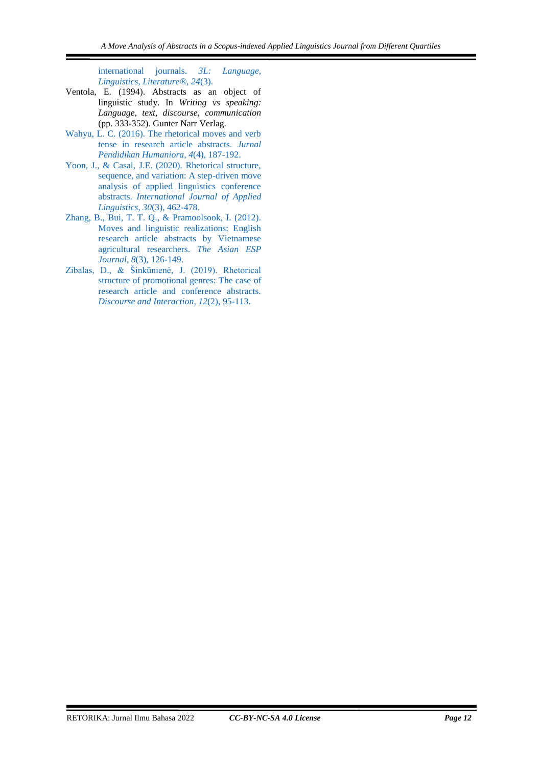international journals. *3L: Language, Linguistics, Literature®, 24*(3).

Ventola, E. (1994). Abstracts as an object of linguistic study. In *Writing vs speaking: Language, text, discourse, communication* (pp. 333-352). Gunter Narr Verlag.

Wahyu, L. C. (2016). The rhetorical moves and verb tense in research article abstracts. *Jurnal Pendidikan Humaniora*, *4*(4), 187-192.

Yoon, J., & Casal, J.E. (2020). Rhetorical structure, sequence, and variation: A step-driven move analysis of applied linguistics conference abstracts. *International Journal of Applied Linguistics*, *30*(3), 462-478.

Zhang, B., Bui, T. T. Q., & Pramoolsook, I. (2012). Moves and linguistic realizations: English research article abstracts by Vietnamese agricultural researchers. *The Asian ESP Journal*, *8*(3), 126-149.

Zibalas, D., & Šinkūnienė, J. (2019). Rhetorical structure of promotional genres: The case of research article and conference abstracts. *Discourse and Interaction*, *12*(2), 95-113.